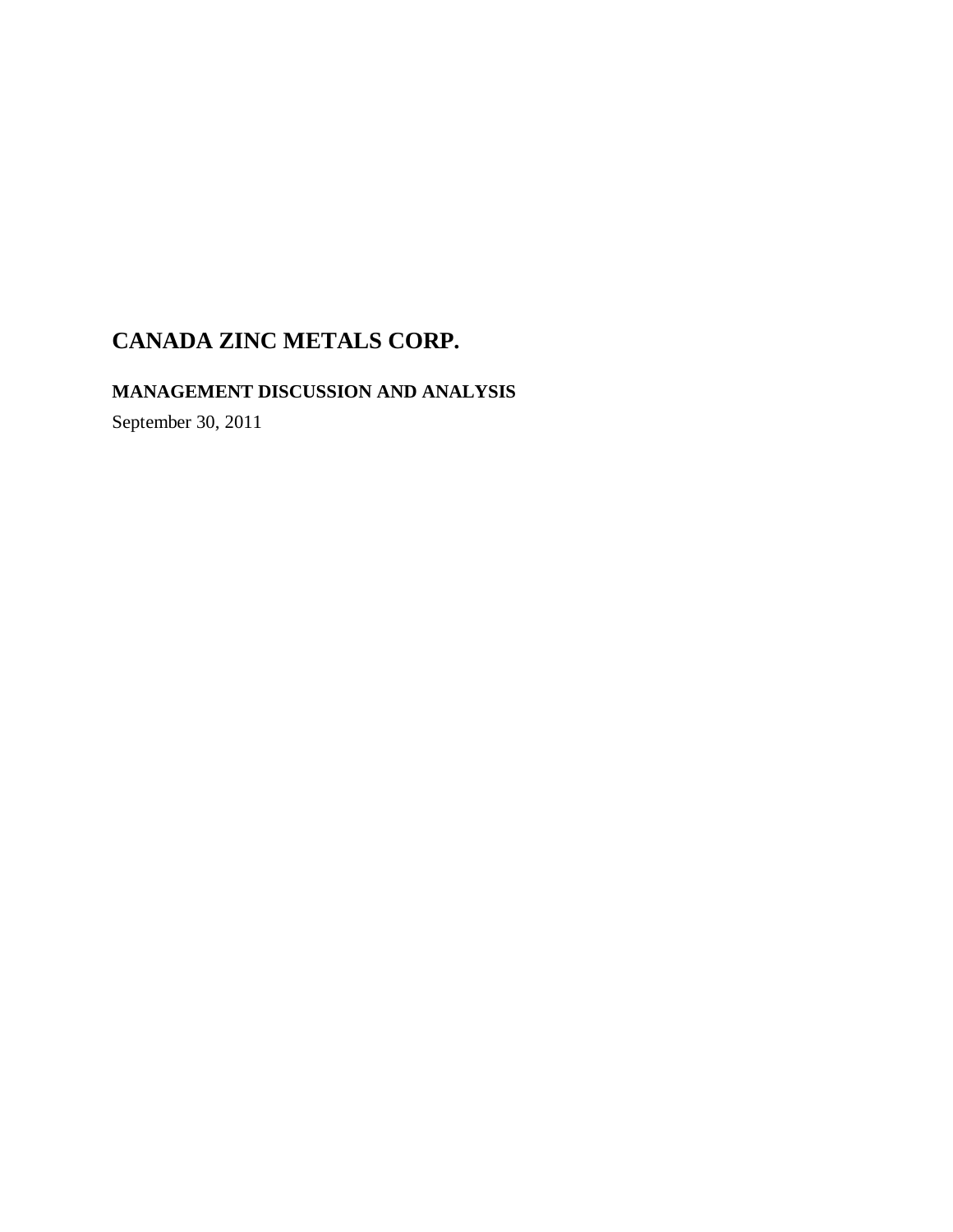# CANADA ZINC METALS CORP.

## MANAGEMENT DISCUSSION AND ANALYSIS

September 30, 2011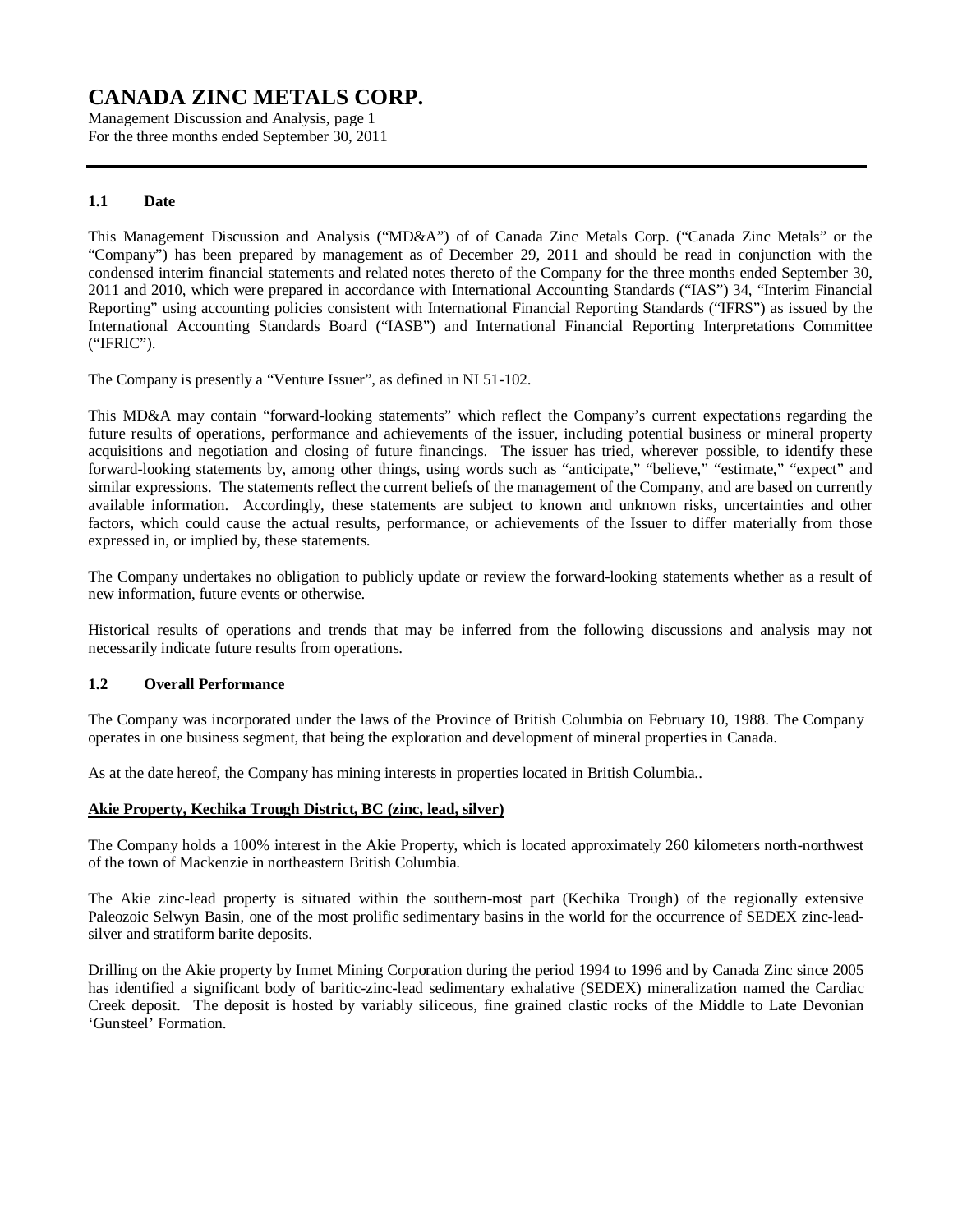# CANADA ZINC METALS CORP.

Management Discussion and Analysis, page 1
For the three months ended September 30, 2011

### 1.1 Date

This Management Discussion and Analysis ("MD&A") of of Canada Zinc Metals Corp. ("Canada Zinc Metals" or the "Company") has been prepared by management as of December 29, 2011 and should be read in conjunction with the condensed interim financial statements and related notes thereto of the Company for the three months ended September 30, 2011 and 2010, which were prepared in accordance with International Accounting Standards ("IAS") 34, "Interim Financial Reporting" using accounting policies consistent with International Financial Reporting Standards ("IFRS") as issued by the International Accounting Standards Board ("IASB") and International Financial Reporting Interpretations Committee ("IFRIC").

The Company is presently a "Venture Issuer", as defined in NI 51-102.

This MD&A may contain "forward-looking statements" which reflect the Company's current expectations regarding the future results of operations, performance and achievements of the issuer, including potential business or mineral property acquisitions and negotiation and closing of future financings. The issuer has tried, wherever possible, to identify these forward-looking statements by, among other things, using words such as "anticipate," "believe," "estimate," "expect" and similar expressions. The statements reflect the current beliefs of the management of the Company, and are based on currently available information. Accordingly, these statements are subject to known and unknown risks, uncertainties and other factors, which could cause the actual results, performance, or achievements of the Issuer to differ materially from those expressed in, or implied by, these statements.

The Company undertakes no obligation to publicly update or review the forward-looking statements whether as a result of new information, future events or otherwise.

Historical results of operations and trends that may be inferred from the following discussions and analysis may not necessarily indicate future results from operations.

### 1.2 Overall Performance

The Company was incorporated under the laws of the Province of British Columbia on February 10, 1988. The Company operates in one business segment, that being the exploration and development of mineral properties in Canada.

As at the date hereof, the Company has mining interests in properties located in British Columbia..

**Akie Property, Kechika Trough District, BC (zinc, lead, silver)**

The Company holds a 100% interest in the Akie Property, which is located approximately 260 kilometers north-northwest of the town of Mackenzie in northeastern British Columbia.

The Akie zinc-lead property is situated within the southern-most part (Kechika Trough) of the regionally extensive Paleozoic Selwyn Basin, one of the most prolific sedimentary basins in the world for the occurrence of SEDEX zinc-lead-silver and stratiform barite deposits.

Drilling on the Akie property by Inmet Mining Corporation during the period 1994 to 1996 and by Canada Zinc since 2005 has identified a significant body of baritic-zinc-lead sedimentary exhalative (SEDEX) mineralization named the Cardiac Creek deposit. The deposit is hosted by variably siliceous, fine grained clastic rocks of the Middle to Late Devonian 'Gunsteel' Formation.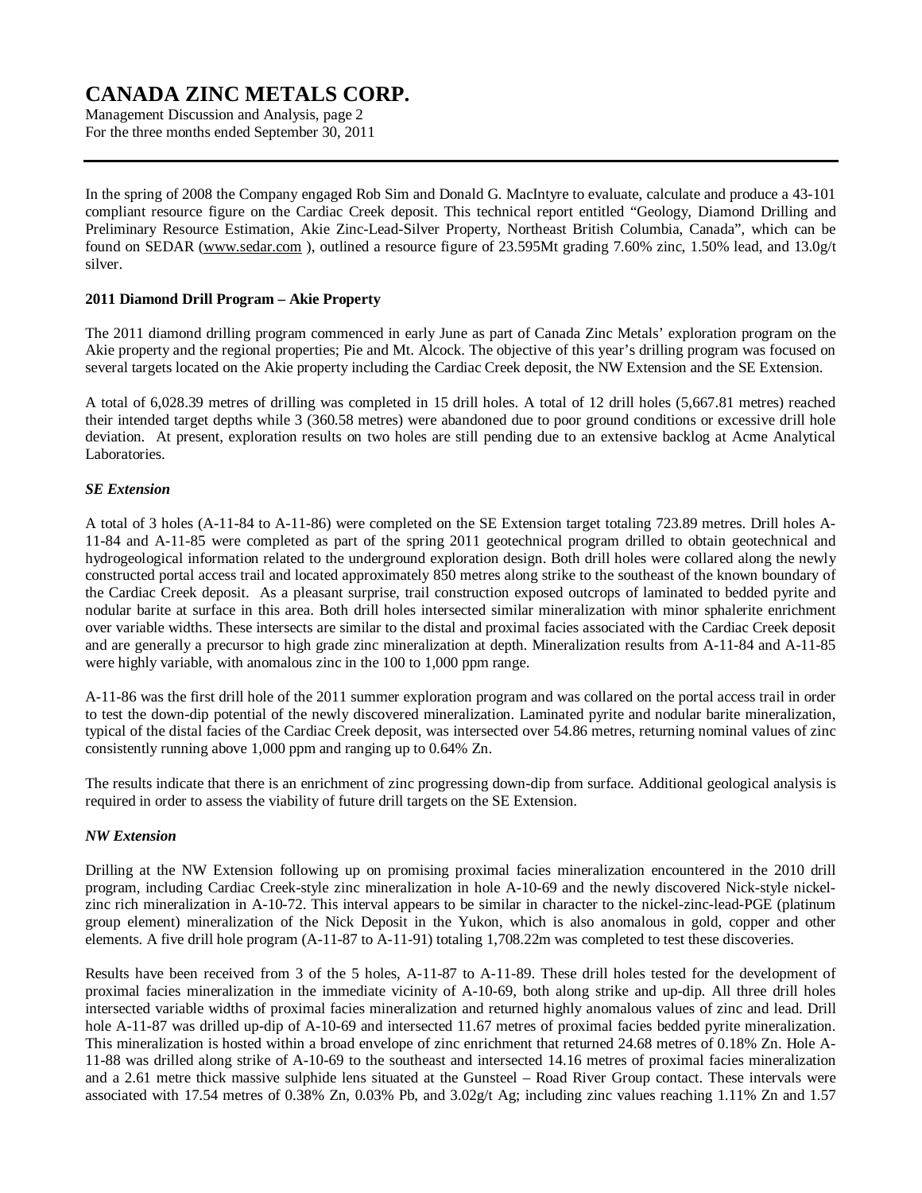In the spring of 2008 the Company engaged Rob Sim and Donald G. MacIntyre to evaluate, calculate and produce a 43-101 compliant resource figure on the Cardiac Creek deposit. This technical report entitled "Geology, Diamond Drilling and Preliminary Resource Estimation, Akie Zinc-Lead-Silver Property, Northeast British Columbia, Canada", which can be found on SEDAR (www.sedar.com ), outlined a resource figure of 23.595Mt grading 7.60% zinc, 1.50% lead, and 13.0g/t silver.

**2011 Diamond Drill Program – Akie Property**

The 2011 diamond drilling program commenced in early June as part of Canada Zinc Metals' exploration program on the Akie property and the regional properties; Pie and Mt. Alcock. The objective of this year's drilling program was focused on several targets located on the Akie property including the Cardiac Creek deposit, the NW Extension and the SE Extension.

A total of 6,028.39 metres of drilling was completed in 15 drill holes. A total of 12 drill holes (5,667.81 metres) reached their intended target depths while 3 (360.58 metres) were abandoned due to poor ground conditions or excessive drill hole deviation. At present, exploration results on two holes are still pending due to an extensive backlog at Acme Analytical Laboratories.

***SE Extension***

A total of 3 holes (A-11-84 to A-11-86) were completed on the SE Extension target totaling 723.89 metres. Drill holes A-11-84 and A-11-85 were completed as part of the spring 2011 geotechnical program drilled to obtain geotechnical and hydrogeological information related to the underground exploration design. Both drill holes were collared along the newly constructed portal access trail and located approximately 850 metres along strike to the southeast of the known boundary of the Cardiac Creek deposit. As a pleasant surprise, trail construction exposed outcrops of laminated to bedded pyrite and nodular barite at surface in this area. Both drill holes intersected similar mineralization with minor sphalerite enrichment over variable widths. These intersects are similar to the distal and proximal facies associated with the Cardiac Creek deposit and are generally a precursor to high grade zinc mineralization at depth. Mineralization results from A-11-84 and A-11-85 were highly variable, with anomalous zinc in the 100 to 1,000 ppm range.

A-11-86 was the first drill hole of the 2011 summer exploration program and was collared on the portal access trail in order to test the down-dip potential of the newly discovered mineralization. Laminated pyrite and nodular barite mineralization, typical of the distal facies of the Cardiac Creek deposit, was intersected over 54.86 metres, returning nominal values of zinc consistently running above 1,000 ppm and ranging up to 0.64% Zn.

The results indicate that there is an enrichment of zinc progressing down-dip from surface. Additional geological analysis is required in order to assess the viability of future drill targets on the SE Extension.

***NW Extension***

Drilling at the NW Extension following up on promising proximal facies mineralization encountered in the 2010 drill program, including Cardiac Creek-style zinc mineralization in hole A-10-69 and the newly discovered Nick-style nickel-zinc rich mineralization in A-10-72. This interval appears to be similar in character to the nickel-zinc-lead-PGE (platinum group element) mineralization of the Nick Deposit in the Yukon, which is also anomalous in gold, copper and other elements. A five drill hole program (A-11-87 to A-11-91) totaling 1,708.22m was completed to test these discoveries.

Results have been received from 3 of the 5 holes, A-11-87 to A-11-89. These drill holes tested for the development of proximal facies mineralization in the immediate vicinity of A-10-69, both along strike and up-dip. All three drill holes intersected variable widths of proximal facies mineralization and returned highly anomalous values of zinc and lead. Drill hole A-11-87 was drilled up-dip of A-10-69 and intersected 11.67 metres of proximal facies bedded pyrite mineralization. This mineralization is hosted within a broad envelope of zinc enrichment that returned 24.68 metres of 0.18% Zn. Hole A-11-88 was drilled along strike of A-10-69 to the southeast and intersected 14.16 metres of proximal facies mineralization and a 2.61 metre thick massive sulphide lens situated at the Gunsteel – Road River Group contact. These intervals were associated with 17.54 metres of 0.38% Zn, 0.03% Pb, and 3.02g/t Ag; including zinc values reaching 1.11% Zn and 1.57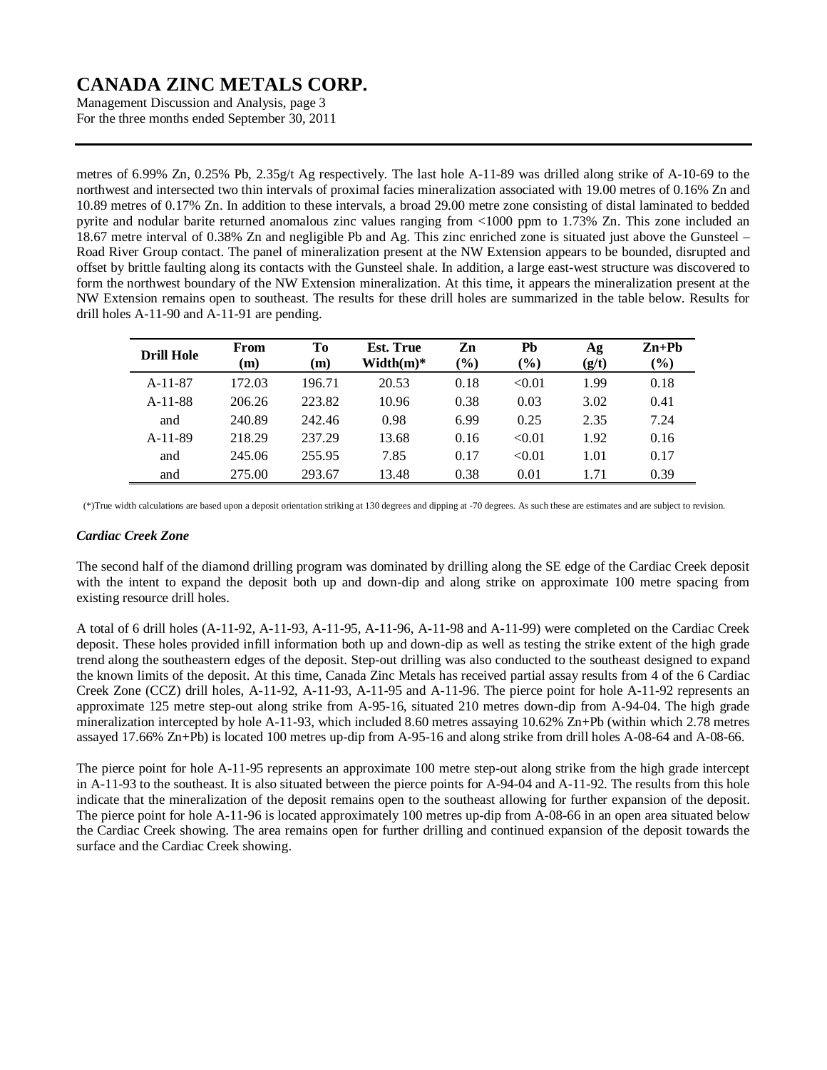metres of 6.99% Zn, 0.25% Pb, 2.35g/t Ag respectively. The last hole A-11-89 was drilled along strike of A-10-69 to the northwest and intersected two thin intervals of proximal facies mineralization associated with 19.00 metres of 0.16% Zn and 10.89 metres of 0.17% Zn. In addition to these intervals, a broad 29.00 metre zone consisting of distal laminated to bedded pyrite and nodular barite returned anomalous zinc values ranging from <1000 ppm to 1.73% Zn. This zone included an 18.67 metre interval of 0.38% Zn and negligible Pb and Ag. This zinc enriched zone is situated just above the Gunsteel – Road River Group contact. The panel of mineralization present at the NW Extension appears to be bounded, disrupted and offset by brittle faulting along its contacts with the Gunsteel shale. In addition, a large east-west structure was discovered to form the northwest boundary of the NW Extension mineralization. At this time, it appears the mineralization present at the NW Extension remains open to southeast. The results for these drill holes are summarized in the table below. Results for drill holes A-11-90 and A-11-91 are pending.

| Drill Hole | From (m) | To (m) | Est. True Width(m)* | Zn (%) | Pb (%) | Ag (g/t) | Zn+Pb (%) |
|---|---|---|---|---|---|---|---|
| A-11-87 | 172.03 | 196.71 | 20.53 | 0.18 | <0.01 | 1.99 | 0.18 |
| A-11-88 | 206.26 | 223.82 | 10.96 | 0.38 | 0.03 | 3.02 | 0.41 |
| and | 240.89 | 242.46 | 0.98 | 6.99 | 0.25 | 2.35 | 7.24 |
| A-11-89 | 218.29 | 237.29 | 13.68 | 0.16 | <0.01 | 1.92 | 0.16 |
| and | 245.06 | 255.95 | 7.85 | 0.17 | <0.01 | 1.01 | 0.17 |
| and | 275.00 | 293.67 | 13.48 | 0.38 | 0.01 | 1.71 | 0.39 |

(*)True width calculations are based upon a deposit orientation striking at 130 degrees and dipping at -70 degrees. As such these are estimates and are subject to revision.

### *Cardiac Creek Zone*

The second half of the diamond drilling program was dominated by drilling along the SE edge of the Cardiac Creek deposit with the intent to expand the deposit both up and down-dip and along strike on approximate 100 metre spacing from existing resource drill holes.

A total of 6 drill holes (A-11-92, A-11-93, A-11-95, A-11-96, A-11-98 and A-11-99) were completed on the Cardiac Creek deposit. These holes provided infill information both up and down-dip as well as testing the strike extent of the high grade trend along the southeastern edges of the deposit. Step-out drilling was also conducted to the southeast designed to expand the known limits of the deposit. At this time, Canada Zinc Metals has received partial assay results from 4 of the 6 Cardiac Creek Zone (CCZ) drill holes, A-11-92, A-11-93, A-11-95 and A-11-96. The pierce point for hole A-11-92 represents an approximate 125 metre step-out along strike from A-95-16, situated 210 metres down-dip from A-94-04. The high grade mineralization intercepted by hole A-11-93, which included 8.60 metres assaying 10.62% Zn+Pb (within which 2.78 metres assayed 17.66% Zn+Pb) is located 100 metres up-dip from A-95-16 and along strike from drill holes A-08-64 and A-08-66.

The pierce point for hole A-11-95 represents an approximate 100 metre step-out along strike from the high grade intercept in A-11-93 to the southeast. It is also situated between the pierce points for A-94-04 and A-11-92. The results from this hole indicate that the mineralization of the deposit remains open to the southeast allowing for further expansion of the deposit. The pierce point for hole A-11-96 is located approximately 100 metres up-dip from A-08-66 in an open area situated below the Cardiac Creek showing. The area remains open for further drilling and continued expansion of the deposit towards the surface and the Cardiac Creek showing.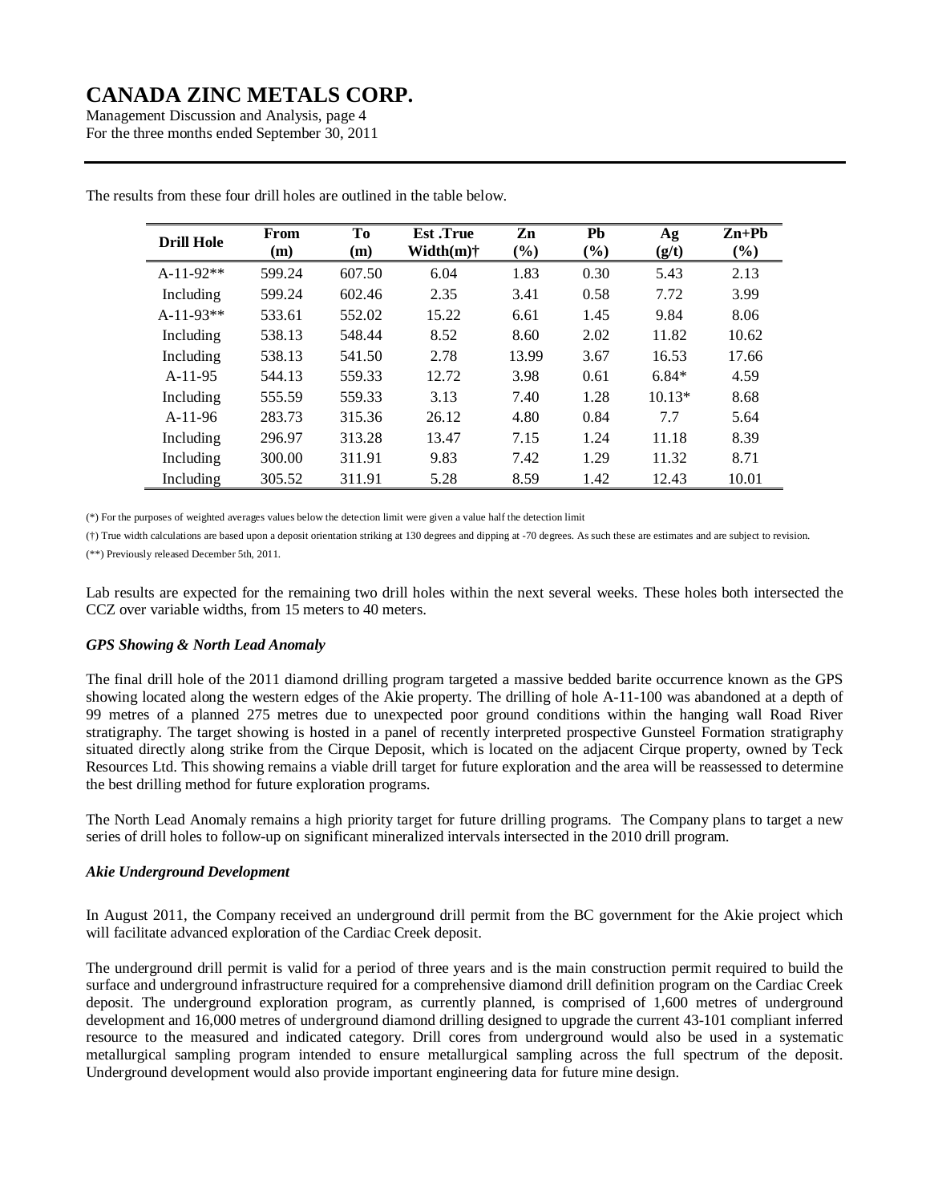The results from these four drill holes are outlined in the table below.

| Drill Hole | From (m) | To (m) | Est .True Width(m)† | Zn (%) | Pb (%) | Ag (g/t) | Zn+Pb (%) |
|---|---|---|---|---|---|---|---|
| A-11-92** | 599.24 | 607.50 | 6.04 | 1.83 | 0.30 | 5.43 | 2.13 |
| Including | 599.24 | 602.46 | 2.35 | 3.41 | 0.58 | 7.72 | 3.99 |
| A-11-93** | 533.61 | 552.02 | 15.22 | 6.61 | 1.45 | 9.84 | 8.06 |
| Including | 538.13 | 548.44 | 8.52 | 8.60 | 2.02 | 11.82 | 10.62 |
| Including | 538.13 | 541.50 | 2.78 | 13.99 | 3.67 | 16.53 | 17.66 |
| A-11-95 | 544.13 | 559.33 | 12.72 | 3.98 | 0.61 | 6.84* | 4.59 |
| Including | 555.59 | 559.33 | 3.13 | 7.40 | 1.28 | 10.13* | 8.68 |
| A-11-96 | 283.73 | 315.36 | 26.12 | 4.80 | 0.84 | 7.7 | 5.64 |
| Including | 296.97 | 313.28 | 13.47 | 7.15 | 1.24 | 11.18 | 8.39 |
| Including | 300.00 | 311.91 | 9.83 | 7.42 | 1.29 | 11.32 | 8.71 |
| Including | 305.52 | 311.91 | 5.28 | 8.59 | 1.42 | 12.43 | 10.01 |

(*) For the purposes of weighted averages values below the detection limit were given a value half the detection limit

(†) True width calculations are based upon a deposit orientation striking at 130 degrees and dipping at -70 degrees. As such these are estimates and are subject to revision.

(**) Previously released December 5th, 2011.

Lab results are expected for the remaining two drill holes within the next several weeks. These holes both intersected the CCZ over variable widths, from 15 meters to 40 meters.

### *GPS Showing & North Lead Anomaly*

The final drill hole of the 2011 diamond drilling program targeted a massive bedded barite occurrence known as the GPS showing located along the western edges of the Akie property. The drilling of hole A-11-100 was abandoned at a depth of 99 metres of a planned 275 metres due to unexpected poor ground conditions within the hanging wall Road River stratigraphy. The target showing is hosted in a panel of recently interpreted prospective Gunsteel Formation stratigraphy situated directly along strike from the Cirque Deposit, which is located on the adjacent Cirque property, owned by Teck Resources Ltd. This showing remains a viable drill target for future exploration and the area will be reassessed to determine the best drilling method for future exploration programs.

The North Lead Anomaly remains a high priority target for future drilling programs. The Company plans to target a new series of drill holes to follow-up on significant mineralized intervals intersected in the 2010 drill program.

### *Akie Underground Development*

In August 2011, the Company received an underground drill permit from the BC government for the Akie project which will facilitate advanced exploration of the Cardiac Creek deposit.

The underground drill permit is valid for a period of three years and is the main construction permit required to build the surface and underground infrastructure required for a comprehensive diamond drill definition program on the Cardiac Creek deposit. The underground exploration program, as currently planned, is comprised of 1,600 metres of underground development and 16,000 metres of underground diamond drilling designed to upgrade the current 43-101 compliant inferred resource to the measured and indicated category. Drill cores from underground would also be used in a systematic metallurgical sampling program intended to ensure metallurgical sampling across the full spectrum of the deposit. Underground development would also provide important engineering data for future mine design.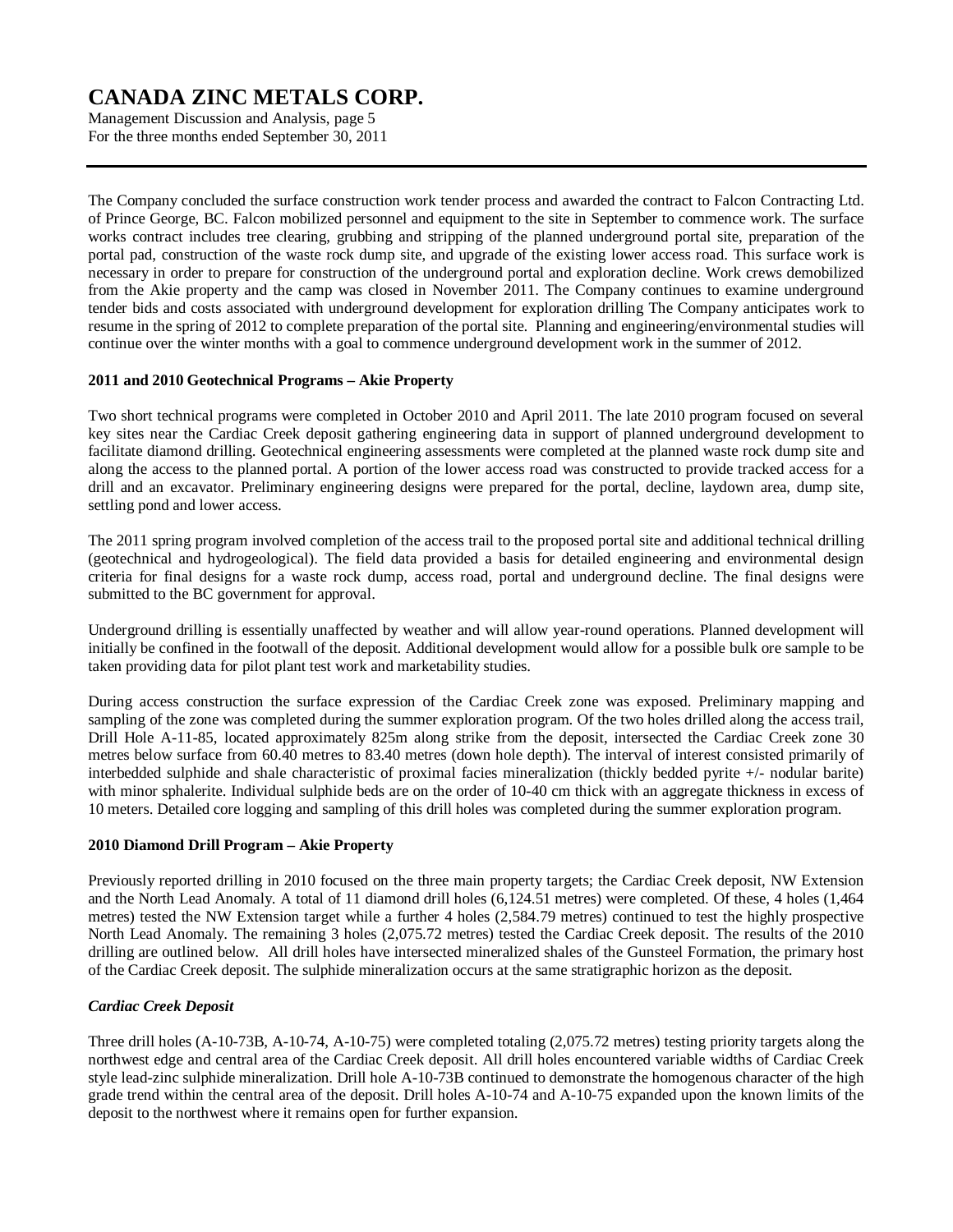The Company concluded the surface construction work tender process and awarded the contract to Falcon Contracting Ltd. of Prince George, BC. Falcon mobilized personnel and equipment to the site in September to commence work. The surface works contract includes tree clearing, grubbing and stripping of the planned underground portal site, preparation of the portal pad, construction of the waste rock dump site, and upgrade of the existing lower access road. This surface work is necessary in order to prepare for construction of the underground portal and exploration decline. Work crews demobilized from the Akie property and the camp was closed in November 2011. The Company continues to examine underground tender bids and costs associated with underground development for exploration drilling The Company anticipates work to resume in the spring of 2012 to complete preparation of the portal site. Planning and engineering/environmental studies will continue over the winter months with a goal to commence underground development work in the summer of 2012.

**2011 and 2010 Geotechnical Programs – Akie Property**

Two short technical programs were completed in October 2010 and April 2011. The late 2010 program focused on several key sites near the Cardiac Creek deposit gathering engineering data in support of planned underground development to facilitate diamond drilling. Geotechnical engineering assessments were completed at the planned waste rock dump site and along the access to the planned portal. A portion of the lower access road was constructed to provide tracked access for a drill and an excavator. Preliminary engineering designs were prepared for the portal, decline, laydown area, dump site, settling pond and lower access.

The 2011 spring program involved completion of the access trail to the proposed portal site and additional technical drilling (geotechnical and hydrogeological). The field data provided a basis for detailed engineering and environmental design criteria for final designs for a waste rock dump, access road, portal and underground decline. The final designs were submitted to the BC government for approval.

Underground drilling is essentially unaffected by weather and will allow year-round operations. Planned development will initially be confined in the footwall of the deposit. Additional development would allow for a possible bulk ore sample to be taken providing data for pilot plant test work and marketability studies.

During access construction the surface expression of the Cardiac Creek zone was exposed. Preliminary mapping and sampling of the zone was completed during the summer exploration program. Of the two holes drilled along the access trail, Drill Hole A-11-85, located approximately 825m along strike from the deposit, intersected the Cardiac Creek zone 30 metres below surface from 60.40 metres to 83.40 metres (down hole depth). The interval of interest consisted primarily of interbedded sulphide and shale characteristic of proximal facies mineralization (thickly bedded pyrite +/- nodular barite) with minor sphalerite. Individual sulphide beds are on the order of 10-40 cm thick with an aggregate thickness in excess of 10 meters. Detailed core logging and sampling of this drill holes was completed during the summer exploration program.

**2010 Diamond Drill Program – Akie Property**

Previously reported drilling in 2010 focused on the three main property targets; the Cardiac Creek deposit, NW Extension and the North Lead Anomaly. A total of 11 diamond drill holes (6,124.51 metres) were completed. Of these, 4 holes (1,464 metres) tested the NW Extension target while a further 4 holes (2,584.79 metres) continued to test the highly prospective North Lead Anomaly. The remaining 3 holes (2,075.72 metres) tested the Cardiac Creek deposit. The results of the 2010 drilling are outlined below. All drill holes have intersected mineralized shales of the Gunsteel Formation, the primary host of the Cardiac Creek deposit. The sulphide mineralization occurs at the same stratigraphic horizon as the deposit.

***Cardiac Creek Deposit***

Three drill holes (A-10-73B, A-10-74, A-10-75) were completed totaling (2,075.72 metres) testing priority targets along the northwest edge and central area of the Cardiac Creek deposit. All drill holes encountered variable widths of Cardiac Creek style lead-zinc sulphide mineralization. Drill hole A-10-73B continued to demonstrate the homogenous character of the high grade trend within the central area of the deposit. Drill holes A-10-74 and A-10-75 expanded upon the known limits of the deposit to the northwest where it remains open for further expansion.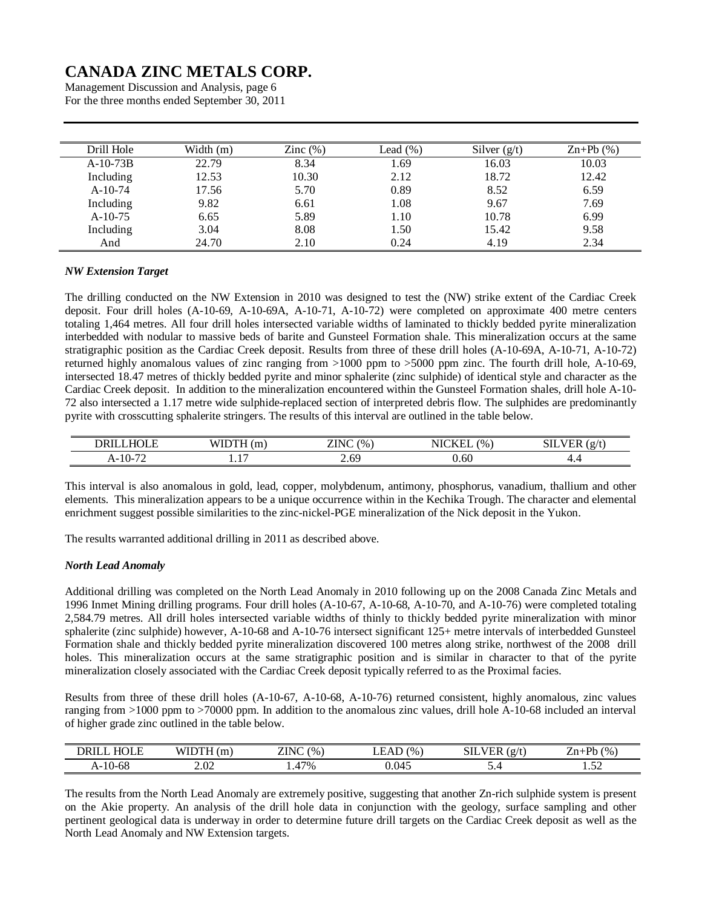| Drill Hole | Width (m) | Zinc (%) | Lead (%) | Silver (g/t) | Zn+Pb (%) |
|---|---|---|---|---|---|
| A-10-73B | 22.79 | 8.34 | 1.69 | 16.03 | 10.03 |
| Including | 12.53 | 10.30 | 2.12 | 18.72 | 12.42 |
| A-10-74 | 17.56 | 5.70 | 0.89 | 8.52 | 6.59 |
| Including | 9.82 | 6.61 | 1.08 | 9.67 | 7.69 |
| A-10-75 | 6.65 | 5.89 | 1.10 | 10.78 | 6.99 |
| Including | 3.04 | 8.08 | 1.50 | 15.42 | 9.58 |
| And | 24.70 | 2.10 | 0.24 | 4.19 | 2.34 |

***NW Extension Target***

The drilling conducted on the NW Extension in 2010 was designed to test the (NW) strike extent of the Cardiac Creek deposit. Four drill holes (A-10-69, A-10-69A, A-10-71, A-10-72) were completed on approximate 400 metre centers totaling 1,464 metres. All four drill holes intersected variable widths of laminated to thickly bedded pyrite mineralization interbedded with nodular to massive beds of barite and Gunsteel Formation shale. This mineralization occurs at the same stratigraphic position as the Cardiac Creek deposit. Results from three of these drill holes (A-10-69A, A-10-71, A-10-72) returned highly anomalous values of zinc ranging from >1000 ppm to >5000 ppm zinc. The fourth drill hole, A-10-69, intersected 18.47 metres of thickly bedded pyrite and minor sphalerite (zinc sulphide) of identical style and character as the Cardiac Creek deposit. In addition to the mineralization encountered within the Gunsteel Formation shales, drill hole A-10-72 also intersected a 1.17 metre wide sulphide-replaced section of interpreted debris flow. The sulphides are predominantly pyrite with crosscutting sphalerite stringers. The results of this interval are outlined in the table below.

| DRILLHOLE | WIDTH (m) | ZINC (%) | NICKEL (%) | SILVER (g/t) |
|---|---|---|---|---|
| A-10-72 | 1.17 | 2.69 | 0.60 | 4.4 |

This interval is also anomalous in gold, lead, copper, molybdenum, antimony, phosphorus, vanadium, thallium and other elements. This mineralization appears to be a unique occurrence within in the Kechika Trough. The character and elemental enrichment suggest possible similarities to the zinc-nickel-PGE mineralization of the Nick deposit in the Yukon.

The results warranted additional drilling in 2011 as described above.

***North Lead Anomaly***

Additional drilling was completed on the North Lead Anomaly in 2010 following up on the 2008 Canada Zinc Metals and 1996 Inmet Mining drilling programs. Four drill holes (A-10-67, A-10-68, A-10-70, and A-10-76) were completed totaling 2,584.79 metres. All drill holes intersected variable widths of thinly to thickly bedded pyrite mineralization with minor sphalerite (zinc sulphide) however, A-10-68 and A-10-76 intersect significant 125+ metre intervals of interbedded Gunsteel Formation shale and thickly bedded pyrite mineralization discovered 100 metres along strike, northwest of the 2008 drill holes. This mineralization occurs at the same stratigraphic position and is similar in character to that of the pyrite mineralization closely associated with the Cardiac Creek deposit typically referred to as the Proximal facies.

Results from three of these drill holes (A-10-67, A-10-68, A-10-76) returned consistent, highly anomalous, zinc values ranging from >1000 ppm to >70000 ppm. In addition to the anomalous zinc values, drill hole A-10-68 included an interval of higher grade zinc outlined in the table below.

| DRILL HOLE | WIDTH (m) | ZINC (%) | LEAD (%) | SILVER (g/t) | Zn+Pb (%) |
|---|---|---|---|---|---|
| A-10-68 | 2.02 | 1.47% | 0.045 | 5.4 | 1.52 |

The results from the North Lead Anomaly are extremely positive, suggesting that another Zn-rich sulphide system is present on the Akie property. An analysis of the drill hole data in conjunction with the geology, surface sampling and other pertinent geological data is underway in order to determine future drill targets on the Cardiac Creek deposit as well as the North Lead Anomaly and NW Extension targets.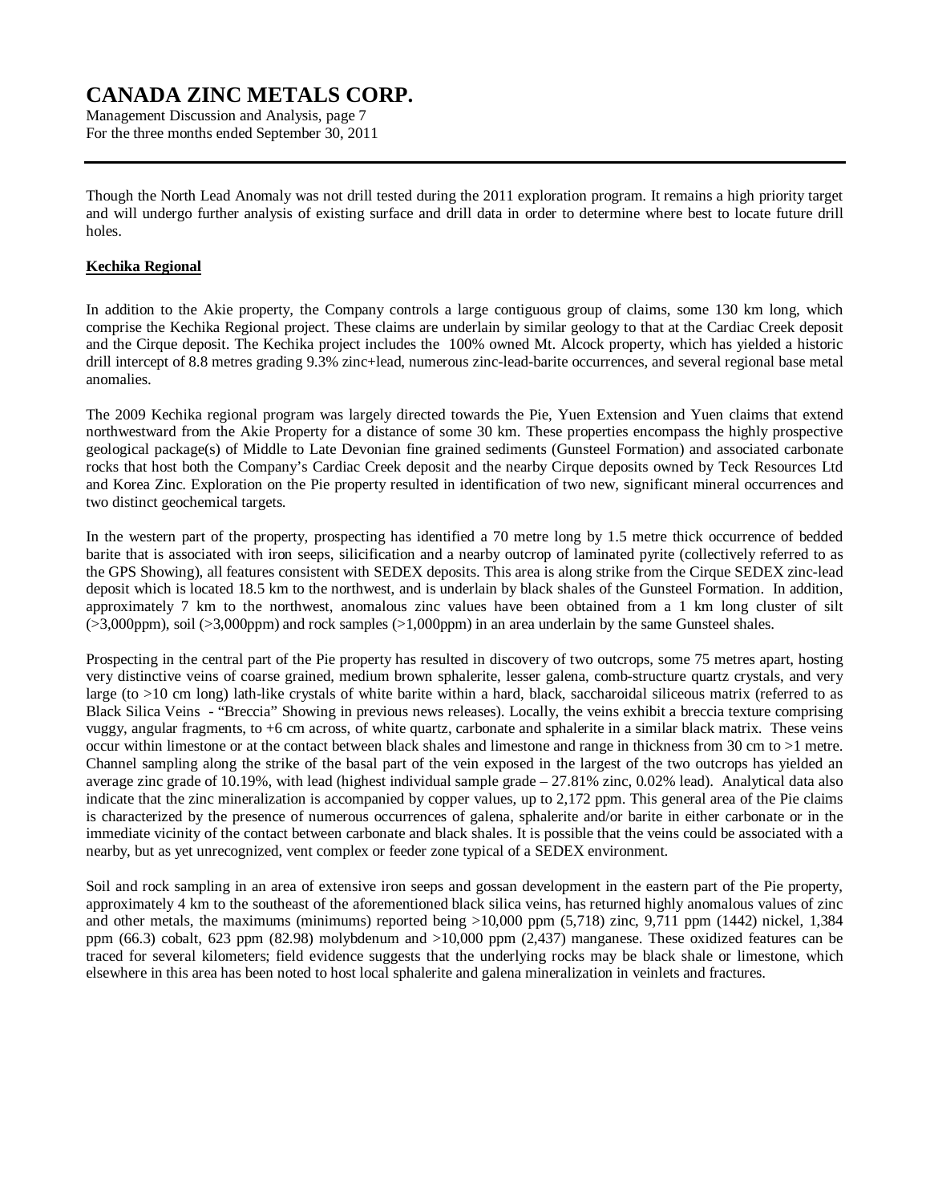Though the North Lead Anomaly was not drill tested during the 2011 exploration program. It remains a high priority target and will undergo further analysis of existing surface and drill data in order to determine where best to locate future drill holes.

**Kechika Regional**

In addition to the Akie property, the Company controls a large contiguous group of claims, some 130 km long, which comprise the Kechika Regional project. These claims are underlain by similar geology to that at the Cardiac Creek deposit and the Cirque deposit. The Kechika project includes the 100% owned Mt. Alcock property, which has yielded a historic drill intercept of 8.8 metres grading 9.3% zinc+lead, numerous zinc-lead-barite occurrences, and several regional base metal anomalies.

The 2009 Kechika regional program was largely directed towards the Pie, Yuen Extension and Yuen claims that extend northwestward from the Akie Property for a distance of some 30 km. These properties encompass the highly prospective geological package(s) of Middle to Late Devonian fine grained sediments (Gunsteel Formation) and associated carbonate rocks that host both the Company's Cardiac Creek deposit and the nearby Cirque deposits owned by Teck Resources Ltd and Korea Zinc. Exploration on the Pie property resulted in identification of two new, significant mineral occurrences and two distinct geochemical targets.

In the western part of the property, prospecting has identified a 70 metre long by 1.5 metre thick occurrence of bedded barite that is associated with iron seeps, silicification and a nearby outcrop of laminated pyrite (collectively referred to as the GPS Showing), all features consistent with SEDEX deposits. This area is along strike from the Cirque SEDEX zinc-lead deposit which is located 18.5 km to the northwest, and is underlain by black shales of the Gunsteel Formation. In addition, approximately 7 km to the northwest, anomalous zinc values have been obtained from a 1 km long cluster of silt (>3,000ppm), soil (>3,000ppm) and rock samples (>1,000ppm) in an area underlain by the same Gunsteel shales.

Prospecting in the central part of the Pie property has resulted in discovery of two outcrops, some 75 metres apart, hosting very distinctive veins of coarse grained, medium brown sphalerite, lesser galena, comb-structure quartz crystals, and very large (to >10 cm long) lath-like crystals of white barite within a hard, black, saccharoidal siliceous matrix (referred to as Black Silica Veins - "Breccia" Showing in previous news releases). Locally, the veins exhibit a breccia texture comprising vuggy, angular fragments, to +6 cm across, of white quartz, carbonate and sphalerite in a similar black matrix. These veins occur within limestone or at the contact between black shales and limestone and range in thickness from 30 cm to >1 metre. Channel sampling along the strike of the basal part of the vein exposed in the largest of the two outcrops has yielded an average zinc grade of 10.19%, with lead (highest individual sample grade – 27.81% zinc, 0.02% lead). Analytical data also indicate that the zinc mineralization is accompanied by copper values, up to 2,172 ppm. This general area of the Pie claims is characterized by the presence of numerous occurrences of galena, sphalerite and/or barite in either carbonate or in the immediate vicinity of the contact between carbonate and black shales. It is possible that the veins could be associated with a nearby, but as yet unrecognized, vent complex or feeder zone typical of a SEDEX environment.

Soil and rock sampling in an area of extensive iron seeps and gossan development in the eastern part of the Pie property, approximately 4 km to the southeast of the aforementioned black silica veins, has returned highly anomalous values of zinc and other metals, the maximums (minimums) reported being >10,000 ppm (5,718) zinc, 9,711 ppm (1442) nickel, 1,384 ppm (66.3) cobalt, 623 ppm (82.98) molybdenum and >10,000 ppm (2,437) manganese. These oxidized features can be traced for several kilometers; field evidence suggests that the underlying rocks may be black shale or limestone, which elsewhere in this area has been noted to host local sphalerite and galena mineralization in veinlets and fractures.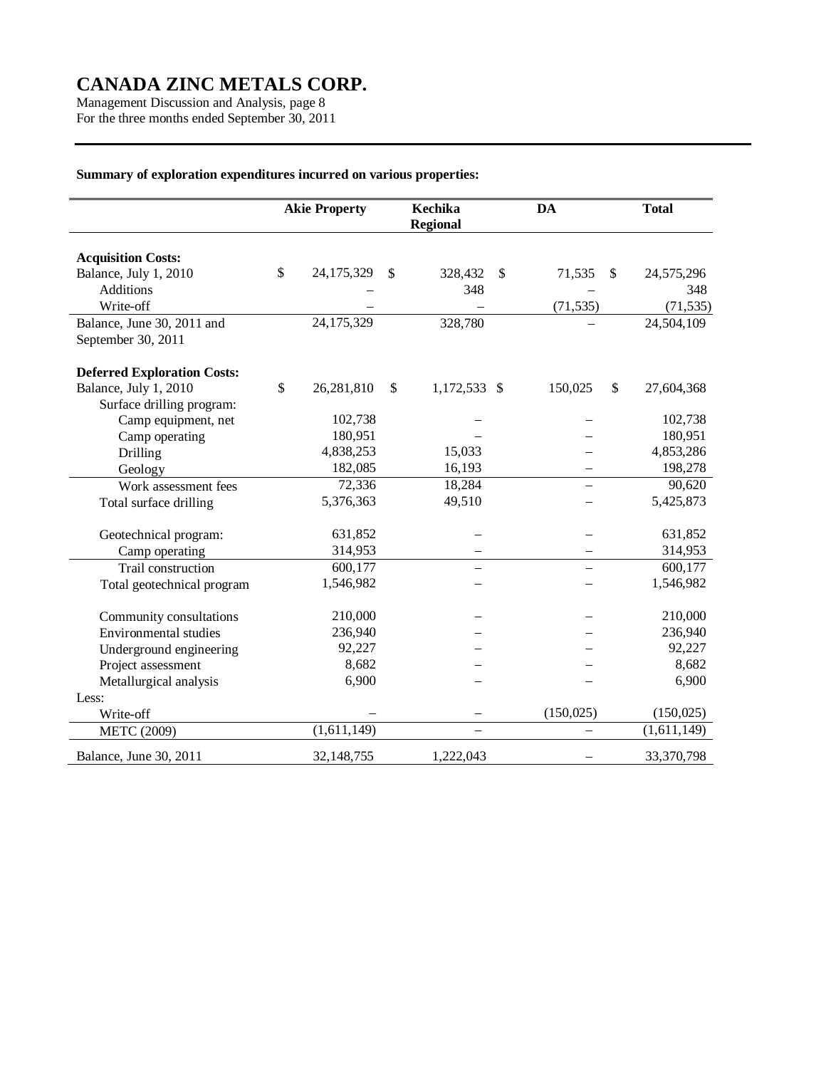**Summary of exploration expenditures incurred on various properties:**

| | Akie Property | Kechika Regional | DA | Total |
|---|---|---|---|---|
| **Acquisition Costs:** | | | | |
| Balance, July 1, 2010 | $ 24,175,329 | $ 328,432 | $ 71,535 | $ 24,575,296 |
| Additions | – | 348 | – | 348 |
| Write-off | – | – | (71,535) | (71,535) |
| Balance, June 30, 2011 and September 30, 2011 | 24,175,329 | 328,780 | – | 24,504,109 |
| **Deferred Exploration Costs:** | | | | |
| Balance, July 1, 2010 | $ 26,281,810 | $ 1,172,533 | $ 150,025 | $ 27,604,368 |
| Surface drilling program: | | | | |
| Camp equipment, net | 102,738 | – | – | 102,738 |
| Camp operating | 180,951 | – | – | 180,951 |
| Drilling | 4,838,253 | 15,033 | – | 4,853,286 |
| Geology | 182,085 | 16,193 | – | 198,278 |
| Work assessment fees | 72,336 | 18,284 | – | 90,620 |
| Total surface drilling | 5,376,363 | 49,510 | – | 5,425,873 |
| Geotechnical program: | 631,852 | – | – | 631,852 |
| Camp operating | 314,953 | – | – | 314,953 |
| Trail construction | 600,177 | – | – | 600,177 |
| Total geotechnical program | 1,546,982 | – | – | 1,546,982 |
| Community consultations | 210,000 | – | – | 210,000 |
| Environmental studies | 236,940 | – | – | 236,940 |
| Underground engineering | 92,227 | – | – | 92,227 |
| Project assessment | 8,682 | – | – | 8,682 |
| Metallurgical analysis | 6,900 | – | – | 6,900 |
| Less: | | | | |
| Write-off | – | – | (150,025) | (150,025) |
| METC (2009) | (1,611,149) | – | – | (1,611,149) |
| Balance, June 30, 2011 | 32,148,755 | 1,222,043 | – | 33,370,798 |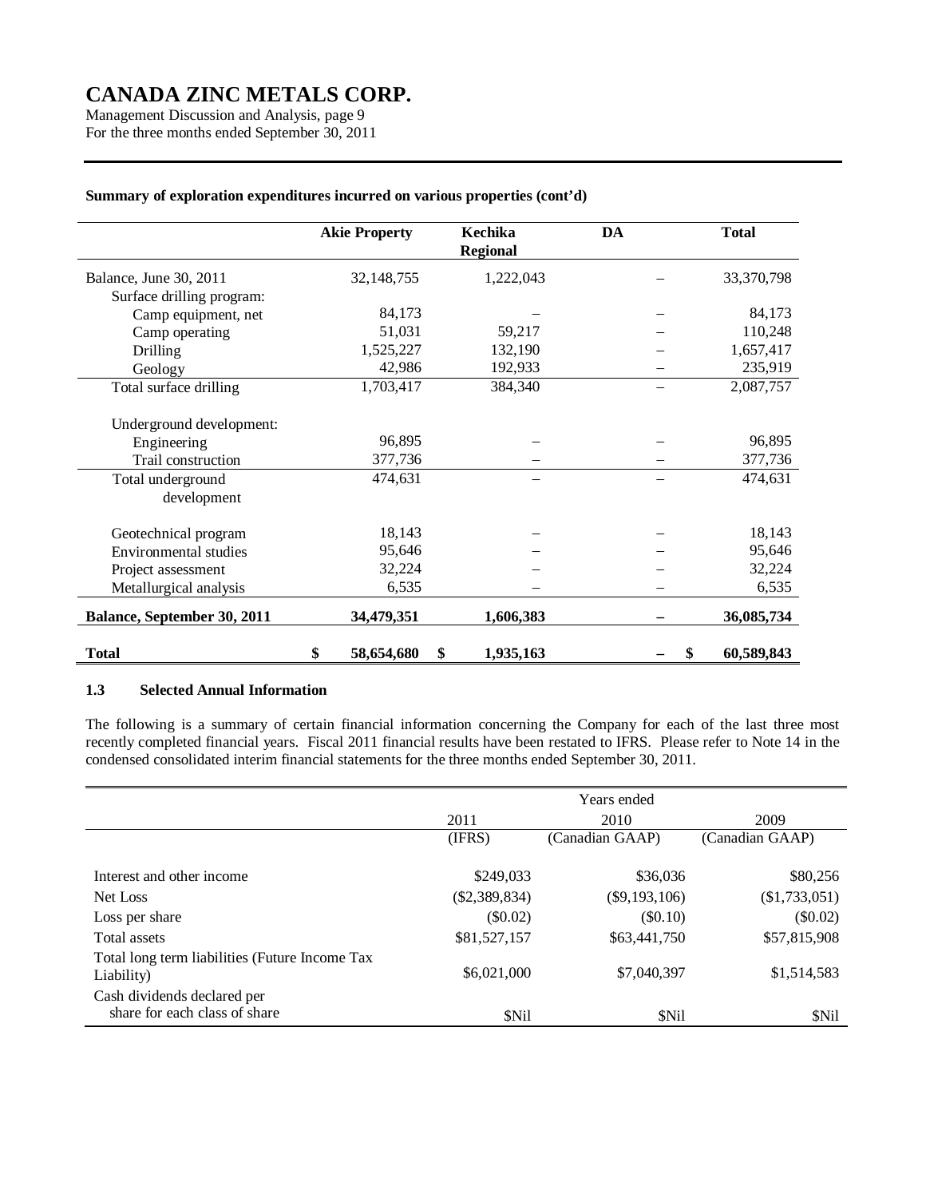**Summary of exploration expenditures incurred on various properties (cont'd)**

| | Akie Property | Kechika Regional | DA | Total |
|---|---|---|---|---|
| Balance, June 30, 2011 | 32,148,755 | 1,222,043 | – | 33,370,798 |
| Surface drilling program: | | | | |
| Camp equipment, net | 84,173 | – | – | 84,173 |
| Camp operating | 51,031 | 59,217 | – | 110,248 |
| Drilling | 1,525,227 | 132,190 | – | 1,657,417 |
| Geology | 42,986 | 192,933 | – | 235,919 |
| Total surface drilling | 1,703,417 | 384,340 | – | 2,087,757 |
| Underground development: | | | | |
| Engineering | 96,895 | – | – | 96,895 |
| Trail construction | 377,736 | – | – | 377,736 |
| Total underground development | 474,631 | – | – | 474,631 |
| Geotechnical program | 18,143 | – | – | 18,143 |
| Environmental studies | 95,646 | – | – | 95,646 |
| Project assessment | 32,224 | – | – | 32,224 |
| Metallurgical analysis | 6,535 | – | – | 6,535 |
| **Balance, September 30, 2011** | **34,479,351** | **1,606,383** | **–** | **36,085,734** |
| **Total** | **$ 58,654,680** | **$ 1,935,163** | **–** | **$ 60,589,843** |

### 1.3 Selected Annual Information

The following is a summary of certain financial information concerning the Company for each of the last three most recently completed financial years. Fiscal 2011 financial results have been restated to IFRS. Please refer to Note 14 in the condensed consolidated interim financial statements for the three months ended September 30, 2011.

| | Years ended | | |
|---|---|---|---|
| | 2011 | 2010 | 2009 |
| | (IFRS) | (Canadian GAAP) | (Canadian GAAP) |
| Interest and other income | $249,033 | $36,036 | $80,256 |
| Net Loss | ($2,389,834) | ($9,193,106) | ($1,733,051) |
| Loss per share | ($0.02) | ($0.10) | ($0.02) |
| Total assets | $81,527,157 | $63,441,750 | $57,815,908 |
| Total long term liabilities (Future Income Tax Liability) | $6,021,000 | $7,040,397 | $1,514,583 |
| Cash dividends declared per share for each class of share | $Nil | $Nil | $Nil |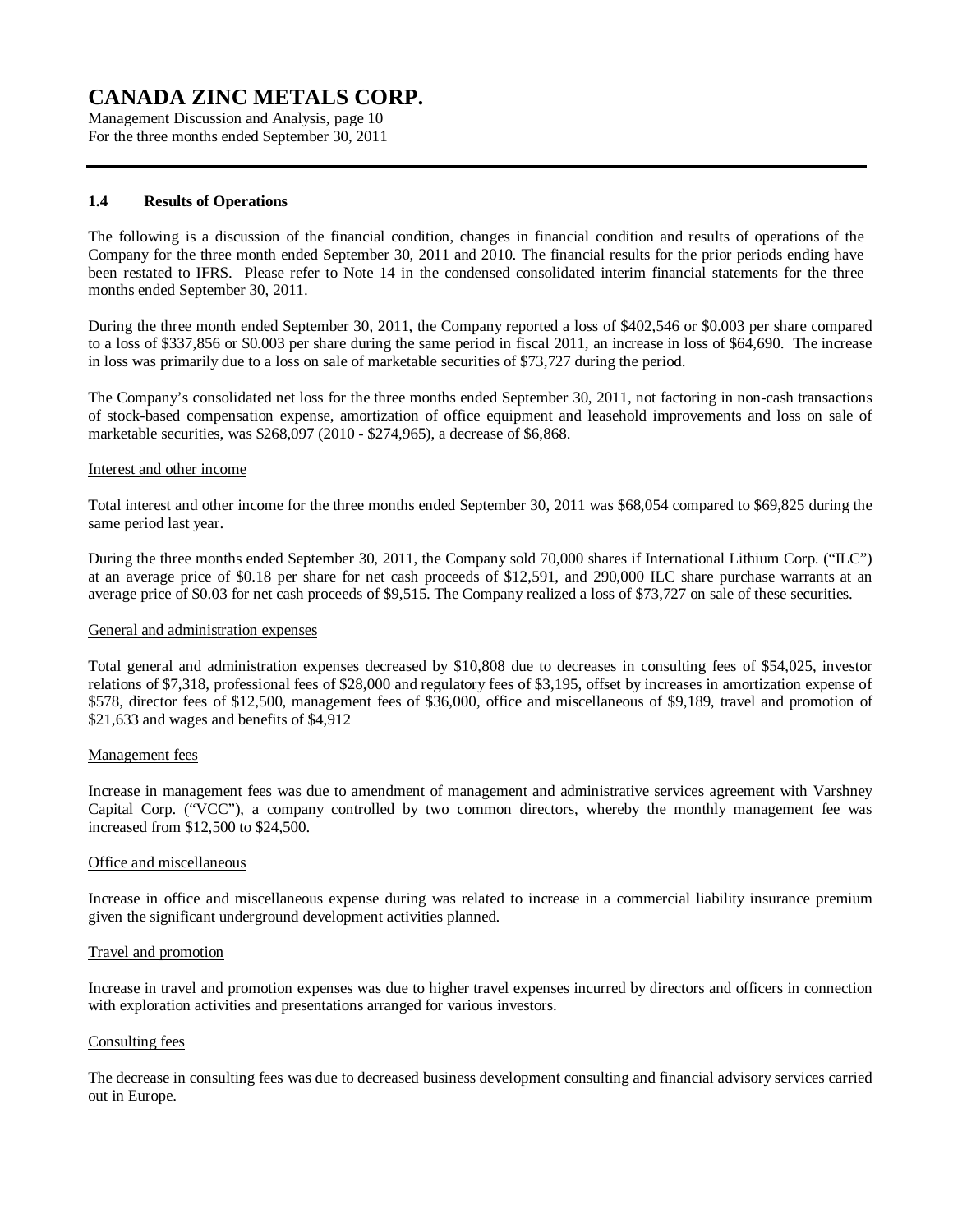## 1.4 Results of Operations

The following is a discussion of the financial condition, changes in financial condition and results of operations of the Company for the three month ended September 30, 2011 and 2010. The financial results for the prior periods ending have been restated to IFRS. Please refer to Note 14 in the condensed consolidated interim financial statements for the three months ended September 30, 2011.

During the three month ended September 30, 2011, the Company reported a loss of $402,546 or $0.003 per share compared to a loss of $337,856 or $0.003 per share during the same period in fiscal 2011, an increase in loss of $64,690. The increase in loss was primarily due to a loss on sale of marketable securities of $73,727 during the period.

The Company's consolidated net loss for the three months ended September 30, 2011, not factoring in non-cash transactions of stock-based compensation expense, amortization of office equipment and leasehold improvements and loss on sale of marketable securities, was $268,097 (2010 - $274,965), a decrease of $6,868.

Interest and other income

Total interest and other income for the three months ended September 30, 2011 was $68,054 compared to $69,825 during the same period last year.

During the three months ended September 30, 2011, the Company sold 70,000 shares if International Lithium Corp. ("ILC") at an average price of $0.18 per share for net cash proceeds of $12,591, and 290,000 ILC share purchase warrants at an average price of $0.03 for net cash proceeds of $9,515. The Company realized a loss of $73,727 on sale of these securities.

General and administration expenses

Total general and administration expenses decreased by $10,808 due to decreases in consulting fees of $54,025, investor relations of $7,318, professional fees of $28,000 and regulatory fees of $3,195, offset by increases in amortization expense of $578, director fees of $12,500, management fees of $36,000, office and miscellaneous of $9,189, travel and promotion of $21,633 and wages and benefits of $4,912

Management fees

Increase in management fees was due to amendment of management and administrative services agreement with Varshney Capital Corp. ("VCC"), a company controlled by two common directors, whereby the monthly management fee was increased from $12,500 to $24,500.

Office and miscellaneous

Increase in office and miscellaneous expense during was related to increase in a commercial liability insurance premium given the significant underground development activities planned.

Travel and promotion

Increase in travel and promotion expenses was due to higher travel expenses incurred by directors and officers in connection with exploration activities and presentations arranged for various investors.

Consulting fees

The decrease in consulting fees was due to decreased business development consulting and financial advisory services carried out in Europe.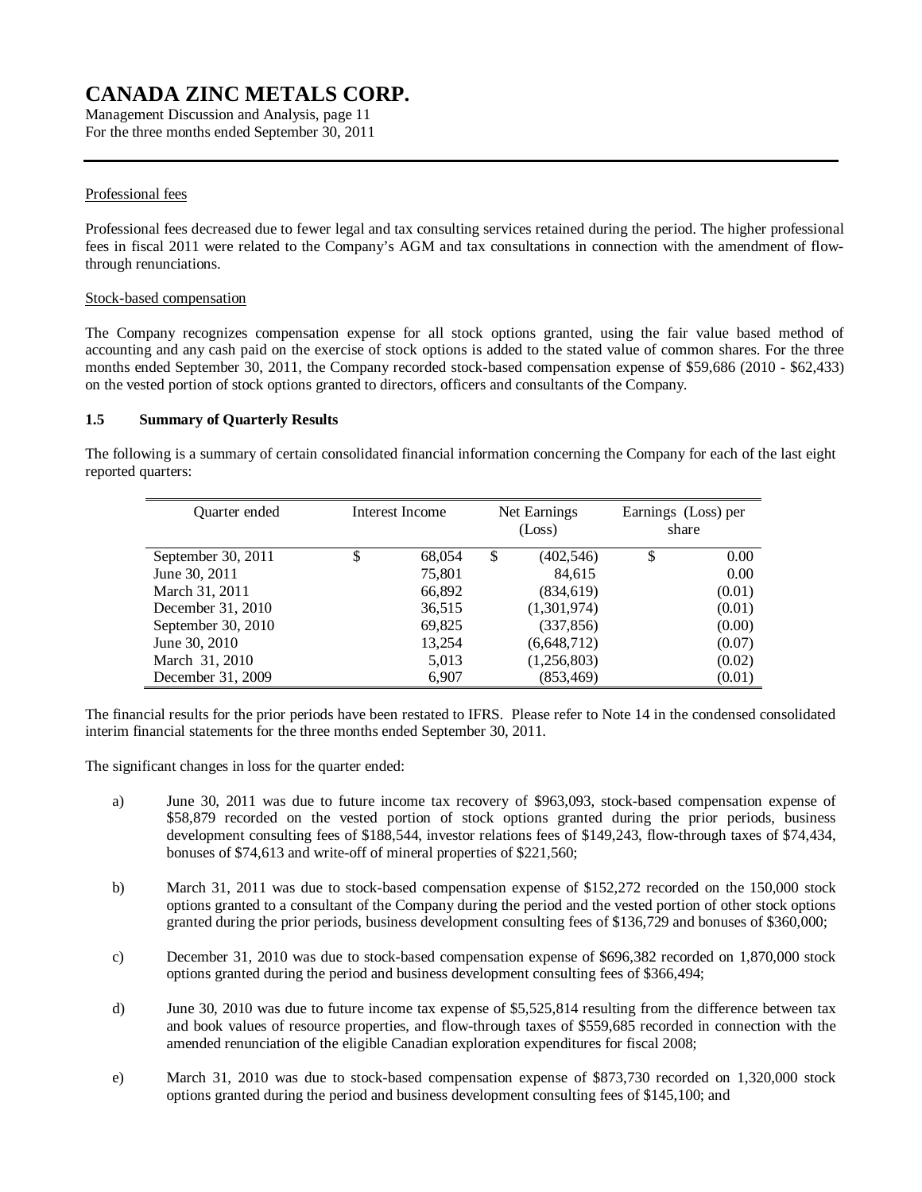#### Professional fees

Professional fees decreased due to fewer legal and tax consulting services retained during the period. The higher professional fees in fiscal 2011 were related to the Company's AGM and tax consultations in connection with the amendment of flow-through renunciations.

#### Stock-based compensation

The Company recognizes compensation expense for all stock options granted, using the fair value based method of accounting and any cash paid on the exercise of stock options is added to the stated value of common shares. For the three months ended September 30, 2011, the Company recorded stock-based compensation expense of $59,686 (2010 - $62,433) on the vested portion of stock options granted to directors, officers and consultants of the Company.

### 1.5 Summary of Quarterly Results

The following is a summary of certain consolidated financial information concerning the Company for each of the last eight reported quarters:

| Quarter ended | Interest Income | Net Earnings (Loss) | Earnings (Loss) per share |
|---|---|---|---|
| September 30, 2011 | $ 68,054 | $ (402,546) | $ 0.00 |
| June 30, 2011 | 75,801 | 84,615 | 0.00 |
| March 31, 2011 | 66,892 | (834,619) | (0.01) |
| December 31, 2010 | 36,515 | (1,301,974) | (0.01) |
| September 30, 2010 | 69,825 | (337,856) | (0.00) |
| June 30, 2010 | 13,254 | (6,648,712) | (0.07) |
| March 31, 2010 | 5,013 | (1,256,803) | (0.02) |
| December 31, 2009 | 6,907 | (853,469) | (0.01) |

The financial results for the prior periods have been restated to IFRS. Please refer to Note 14 in the condensed consolidated interim financial statements for the three months ended September 30, 2011.

The significant changes in loss for the quarter ended:

a) June 30, 2011 was due to future income tax recovery of $963,093, stock-based compensation expense of $58,879 recorded on the vested portion of stock options granted during the prior periods, business development consulting fees of $188,544, investor relations fees of $149,243, flow-through taxes of $74,434, bonuses of $74,613 and write-off of mineral properties of $221,560;

b) March 31, 2011 was due to stock-based compensation expense of $152,272 recorded on the 150,000 stock options granted to a consultant of the Company during the period and the vested portion of other stock options granted during the prior periods, business development consulting fees of $136,729 and bonuses of $360,000;

c) December 31, 2010 was due to stock-based compensation expense of $696,382 recorded on 1,870,000 stock options granted during the period and business development consulting fees of $366,494;

d) June 30, 2010 was due to future income tax expense of $5,525,814 resulting from the difference between tax and book values of resource properties, and flow-through taxes of $559,685 recorded in connection with the amended renunciation of the eligible Canadian exploration expenditures for fiscal 2008;

e) March 31, 2010 was due to stock-based compensation expense of $873,730 recorded on 1,320,000 stock options granted during the period and business development consulting fees of $145,100; and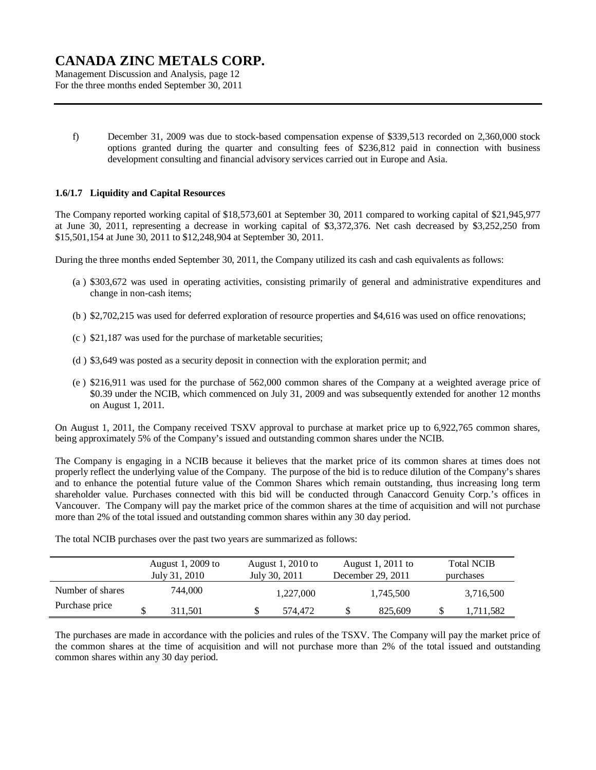f) December 31, 2009 was due to stock-based compensation expense of $339,513 recorded on 2,360,000 stock options granted during the quarter and consulting fees of $236,812 paid in connection with business development consulting and financial advisory services carried out in Europe and Asia.

### 1.6/1.7 Liquidity and Capital Resources

The Company reported working capital of $18,573,601 at September 30, 2011 compared to working capital of $21,945,977 at June 30, 2011, representing a decrease in working capital of $3,372,376. Net cash decreased by $3,252,250 from $15,501,154 at June 30, 2011 to $12,248,904 at September 30, 2011.

During the three months ended September 30, 2011, the Company utilized its cash and cash equivalents as follows:

(a ) $303,672 was used in operating activities, consisting primarily of general and administrative expenditures and change in non-cash items;

(b ) $2,702,215 was used for deferred exploration of resource properties and $4,616 was used on office renovations;

(c ) $21,187 was used for the purchase of marketable securities;

(d ) $3,649 was posted as a security deposit in connection with the exploration permit; and

(e ) $216,911 was used for the purchase of 562,000 common shares of the Company at a weighted average price of $0.39 under the NCIB, which commenced on July 31, 2009 and was subsequently extended for another 12 months on August 1, 2011.

On August 1, 2011, the Company received TSXV approval to purchase at market price up to 6,922,765 common shares, being approximately 5% of the Company's issued and outstanding common shares under the NCIB.

The Company is engaging in a NCIB because it believes that the market price of its common shares at times does not properly reflect the underlying value of the Company. The purpose of the bid is to reduce dilution of the Company's shares and to enhance the potential future value of the Common Shares which remain outstanding, thus increasing long term shareholder value. Purchases connected with this bid will be conducted through Canaccord Genuity Corp.'s offices in Vancouver. The Company will pay the market price of the common shares at the time of acquisition and will not purchase more than 2% of the total issued and outstanding common shares within any 30 day period.

The total NCIB purchases over the past two years are summarized as follows:

| | August 1, 2009 to July 31, 2010 | August 1, 2010 to July 30, 2011 | August 1, 2011 to December 29, 2011 | Total NCIB purchases |
|---|---|---|---|---|
| Number of shares | 744,000 | 1,227,000 | 1,745,500 | 3,716,500 |
| Purchase price | $ 311,501 | $ 574,472 | $ 825,609 | $ 1,711,582 |

The purchases are made in accordance with the policies and rules of the TSXV. The Company will pay the market price of the common shares at the time of acquisition and will not purchase more than 2% of the total issued and outstanding common shares within any 30 day period.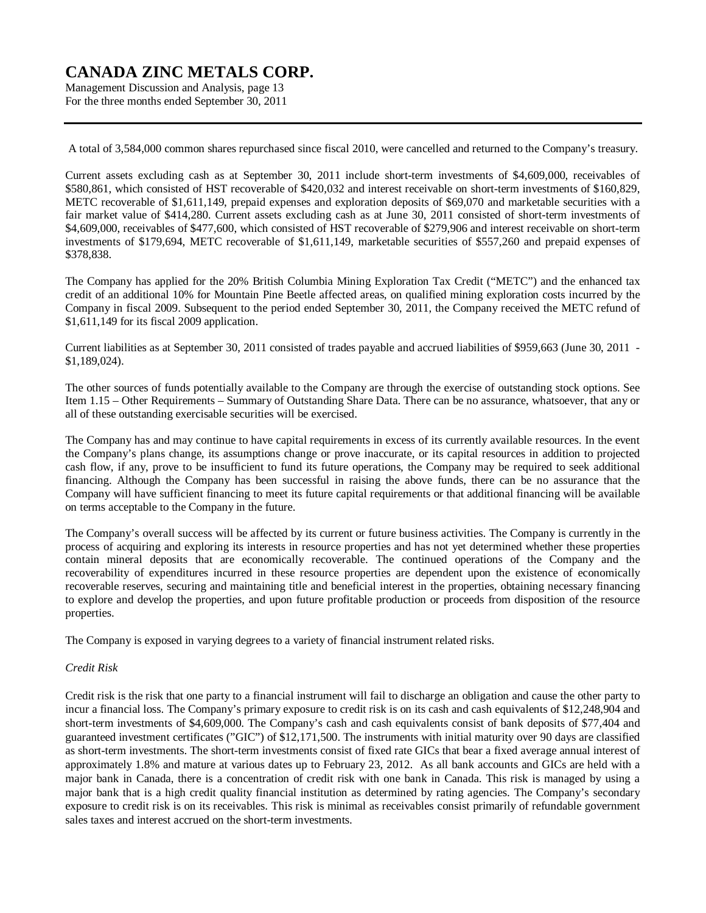A total of 3,584,000 common shares repurchased since fiscal 2010, were cancelled and returned to the Company's treasury.

Current assets excluding cash as at September 30, 2011 include short-term investments of $4,609,000, receivables of $580,861, which consisted of HST recoverable of $420,032 and interest receivable on short-term investments of $160,829, METC recoverable of $1,611,149, prepaid expenses and exploration deposits of $69,070 and marketable securities with a fair market value of $414,280. Current assets excluding cash as at June 30, 2011 consisted of short-term investments of $4,609,000, receivables of $477,600, which consisted of HST recoverable of $279,906 and interest receivable on short-term investments of $179,694, METC recoverable of $1,611,149, marketable securities of $557,260 and prepaid expenses of $378,838.

The Company has applied for the 20% British Columbia Mining Exploration Tax Credit ("METC") and the enhanced tax credit of an additional 10% for Mountain Pine Beetle affected areas, on qualified mining exploration costs incurred by the Company in fiscal 2009. Subsequent to the period ended September 30, 2011, the Company received the METC refund of $1,611,149 for its fiscal 2009 application.

Current liabilities as at September 30, 2011 consisted of trades payable and accrued liabilities of $959,663 (June 30, 2011 - $1,189,024).

The other sources of funds potentially available to the Company are through the exercise of outstanding stock options. See Item 1.15 – Other Requirements – Summary of Outstanding Share Data. There can be no assurance, whatsoever, that any or all of these outstanding exercisable securities will be exercised.

The Company has and may continue to have capital requirements in excess of its currently available resources. In the event the Company's plans change, its assumptions change or prove inaccurate, or its capital resources in addition to projected cash flow, if any, prove to be insufficient to fund its future operations, the Company may be required to seek additional financing. Although the Company has been successful in raising the above funds, there can be no assurance that the Company will have sufficient financing to meet its future capital requirements or that additional financing will be available on terms acceptable to the Company in the future.

The Company's overall success will be affected by its current or future business activities. The Company is currently in the process of acquiring and exploring its interests in resource properties and has not yet determined whether these properties contain mineral deposits that are economically recoverable. The continued operations of the Company and the recoverability of expenditures incurred in these resource properties are dependent upon the existence of economically recoverable reserves, securing and maintaining title and beneficial interest in the properties, obtaining necessary financing to explore and develop the properties, and upon future profitable production or proceeds from disposition of the resource properties.

The Company is exposed in varying degrees to a variety of financial instrument related risks.

*Credit Risk*

Credit risk is the risk that one party to a financial instrument will fail to discharge an obligation and cause the other party to incur a financial loss. The Company's primary exposure to credit risk is on its cash and cash equivalents of $12,248,904 and short-term investments of $4,609,000. The Company's cash and cash equivalents consist of bank deposits of $77,404 and guaranteed investment certificates ("GIC") of $12,171,500. The instruments with initial maturity over 90 days are classified as short-term investments. The short-term investments consist of fixed rate GICs that bear a fixed average annual interest of approximately 1.8% and mature at various dates up to February 23, 2012. As all bank accounts and GICs are held with a major bank in Canada, there is a concentration of credit risk with one bank in Canada. This risk is managed by using a major bank that is a high credit quality financial institution as determined by rating agencies. The Company's secondary exposure to credit risk is on its receivables. This risk is minimal as receivables consist primarily of refundable government sales taxes and interest accrued on the short-term investments.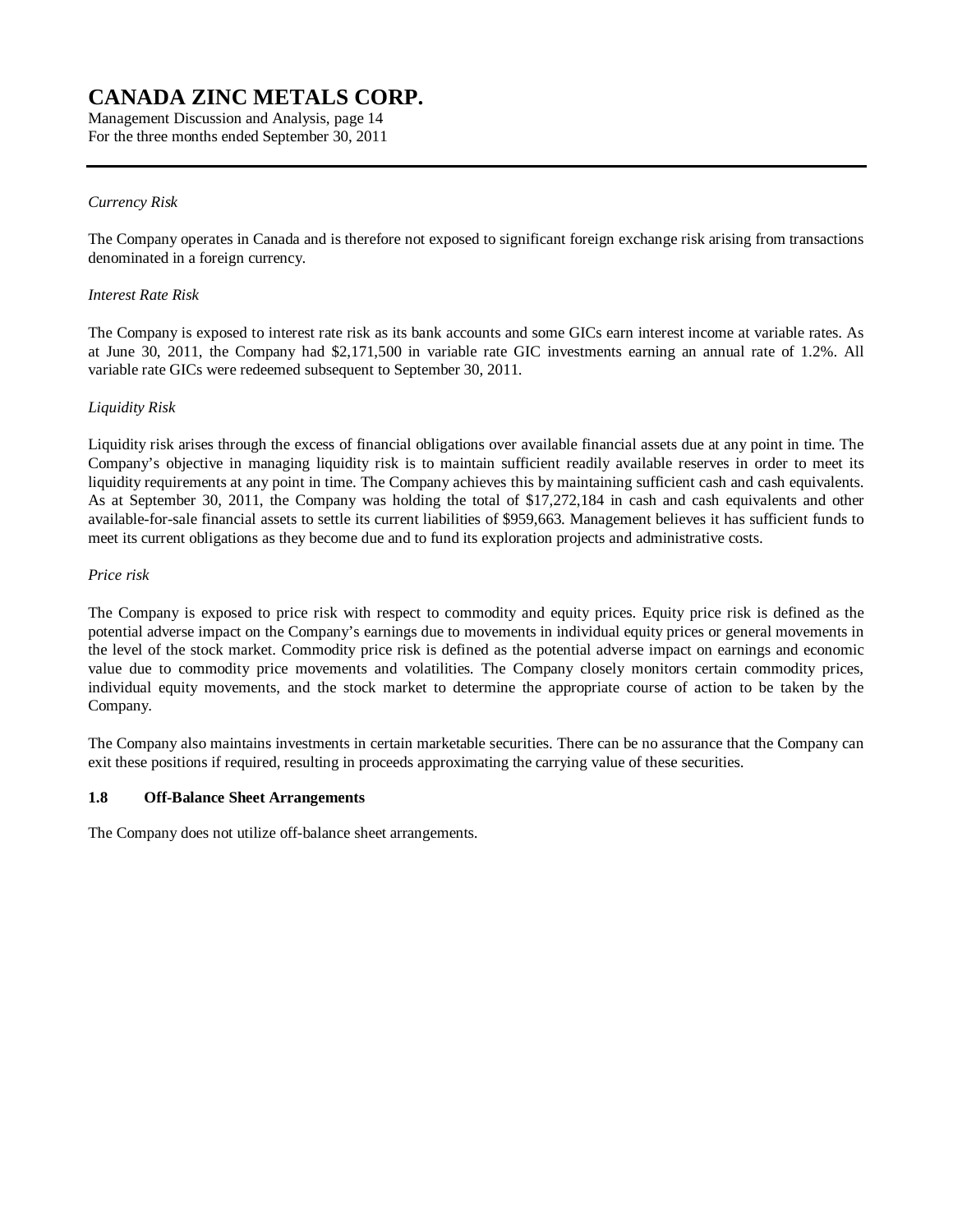*Currency Risk*

The Company operates in Canada and is therefore not exposed to significant foreign exchange risk arising from transactions denominated in a foreign currency.

*Interest Rate Risk*

The Company is exposed to interest rate risk as its bank accounts and some GICs earn interest income at variable rates. As at June 30, 2011, the Company had $2,171,500 in variable rate GIC investments earning an annual rate of 1.2%. All variable rate GICs were redeemed subsequent to September 30, 2011.

*Liquidity Risk*

Liquidity risk arises through the excess of financial obligations over available financial assets due at any point in time. The Company's objective in managing liquidity risk is to maintain sufficient readily available reserves in order to meet its liquidity requirements at any point in time. The Company achieves this by maintaining sufficient cash and cash equivalents. As at September 30, 2011, the Company was holding the total of $17,272,184 in cash and cash equivalents and other available-for-sale financial assets to settle its current liabilities of $959,663. Management believes it has sufficient funds to meet its current obligations as they become due and to fund its exploration projects and administrative costs.

*Price risk*

The Company is exposed to price risk with respect to commodity and equity prices. Equity price risk is defined as the potential adverse impact on the Company's earnings due to movements in individual equity prices or general movements in the level of the stock market. Commodity price risk is defined as the potential adverse impact on earnings and economic value due to commodity price movements and volatilities. The Company closely monitors certain commodity prices, individual equity movements, and the stock market to determine the appropriate course of action to be taken by the Company.

The Company also maintains investments in certain marketable securities. There can be no assurance that the Company can exit these positions if required, resulting in proceeds approximating the carrying value of these securities.

### 1.8 Off-Balance Sheet Arrangements

The Company does not utilize off-balance sheet arrangements.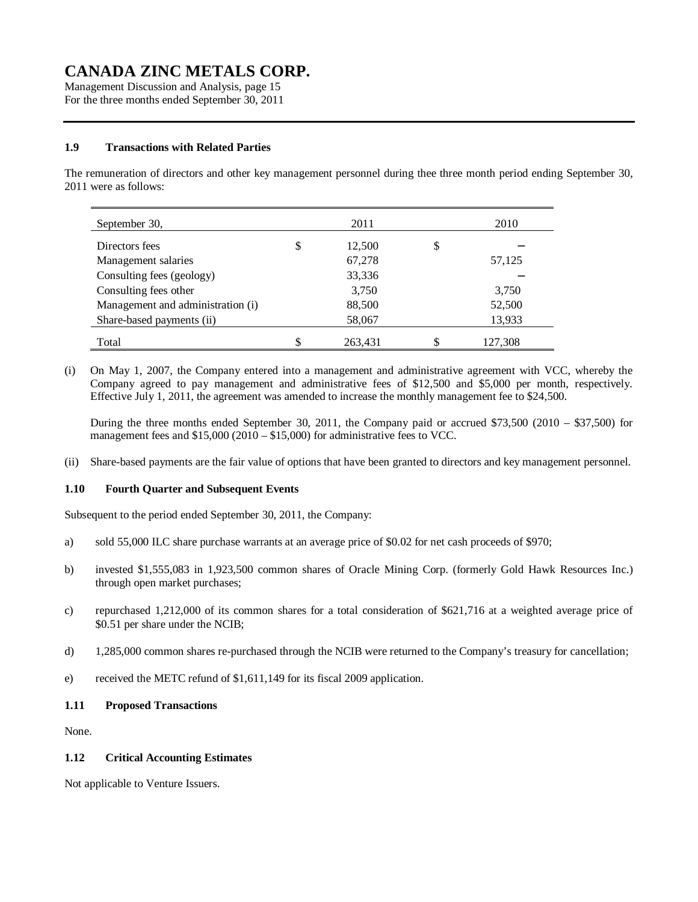### 1.9 Transactions with Related Parties

The remuneration of directors and other key management personnel during thee three month period ending September 30, 2011 were as follows:

| September 30, | | 2011 | | 2010 |
|---|---|---|---|---|
| Directors fees | $ | 12,500 | $ | – |
| Management salaries | | 67,278 | | 57,125 |
| Consulting fees (geology) | | 33,336 | | – |
| Consulting fees other | | 3,750 | | 3,750 |
| Management and administration (i) | | 88,500 | | 52,500 |
| Share-based payments (ii) | | 58,067 | | 13,933 |
| Total | $ | 263,431 | $ | 127,308 |

(i) On May 1, 2007, the Company entered into a management and administrative agreement with VCC, whereby the Company agreed to pay management and administrative fees of $12,500 and $5,000 per month, respectively. Effective July 1, 2011, the agreement was amended to increase the monthly management fee to $24,500.

During the three months ended September 30, 2011, the Company paid or accrued $73,500 (2010 – $37,500) for management fees and $15,000 (2010 – $15,000) for administrative fees to VCC.

(ii) Share-based payments are the fair value of options that have been granted to directors and key management personnel.

### 1.10 Fourth Quarter and Subsequent Events

Subsequent to the period ended September 30, 2011, the Company:

a) sold 55,000 ILC share purchase warrants at an average price of $0.02 for net cash proceeds of $970;

b) invested $1,555,083 in 1,923,500 common shares of Oracle Mining Corp. (formerly Gold Hawk Resources Inc.) through open market purchases;

c) repurchased 1,212,000 of its common shares for a total consideration of $621,716 at a weighted average price of $0.51 per share under the NCIB;

d) 1,285,000 common shares re-purchased through the NCIB were returned to the Company's treasury for cancellation;

e) received the METC refund of $1,611,149 for its fiscal 2009 application.

### 1.11 Proposed Transactions

None.

### 1.12 Critical Accounting Estimates

Not applicable to Venture Issuers.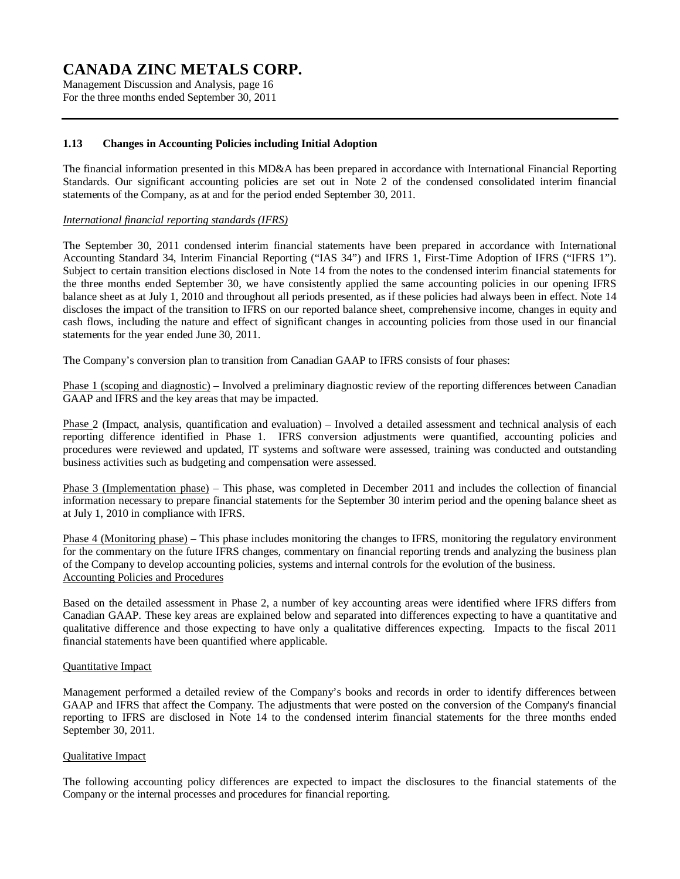## 1.13 Changes in Accounting Policies including Initial Adoption

The financial information presented in this MD&A has been prepared in accordance with International Financial Reporting Standards. Our significant accounting policies are set out in Note 2 of the condensed consolidated interim financial statements of the Company, as at and for the period ended September 30, 2011.

*International financial reporting standards (IFRS)*

The September 30, 2011 condensed interim financial statements have been prepared in accordance with International Accounting Standard 34, Interim Financial Reporting ("IAS 34") and IFRS 1, First-Time Adoption of IFRS ("IFRS 1"). Subject to certain transition elections disclosed in Note 14 from the notes to the condensed interim financial statements for the three months ended September 30, we have consistently applied the same accounting policies in our opening IFRS balance sheet as at July 1, 2010 and throughout all periods presented, as if these policies had always been in effect. Note 14 discloses the impact of the transition to IFRS on our reported balance sheet, comprehensive income, changes in equity and cash flows, including the nature and effect of significant changes in accounting policies from those used in our financial statements for the year ended June 30, 2011.

The Company's conversion plan to transition from Canadian GAAP to IFRS consists of four phases:

Phase 1 (scoping and diagnostic) – Involved a preliminary diagnostic review of the reporting differences between Canadian GAAP and IFRS and the key areas that may be impacted.

Phase 2 (Impact, analysis, quantification and evaluation) – Involved a detailed assessment and technical analysis of each reporting difference identified in Phase 1. IFRS conversion adjustments were quantified, accounting policies and procedures were reviewed and updated, IT systems and software were assessed, training was conducted and outstanding business activities such as budgeting and compensation were assessed.

Phase 3 (Implementation phase) – This phase, was completed in December 2011 and includes the collection of financial information necessary to prepare financial statements for the September 30 interim period and the opening balance sheet as at July 1, 2010 in compliance with IFRS.

Phase 4 (Monitoring phase) – This phase includes monitoring the changes to IFRS, monitoring the regulatory environment for the commentary on the future IFRS changes, commentary on financial reporting trends and analyzing the business plan of the Company to develop accounting policies, systems and internal controls for the evolution of the business.

Accounting Policies and Procedures

Based on the detailed assessment in Phase 2, a number of key accounting areas were identified where IFRS differs from Canadian GAAP. These key areas are explained below and separated into differences expecting to have a quantitative and qualitative difference and those expecting to have only a qualitative differences expecting. Impacts to the fiscal 2011 financial statements have been quantified where applicable.

Quantitative Impact

Management performed a detailed review of the Company's books and records in order to identify differences between GAAP and IFRS that affect the Company. The adjustments that were posted on the conversion of the Company's financial reporting to IFRS are disclosed in Note 14 to the condensed interim financial statements for the three months ended September 30, 2011.

Qualitative Impact

The following accounting policy differences are expected to impact the disclosures to the financial statements of the Company or the internal processes and procedures for financial reporting.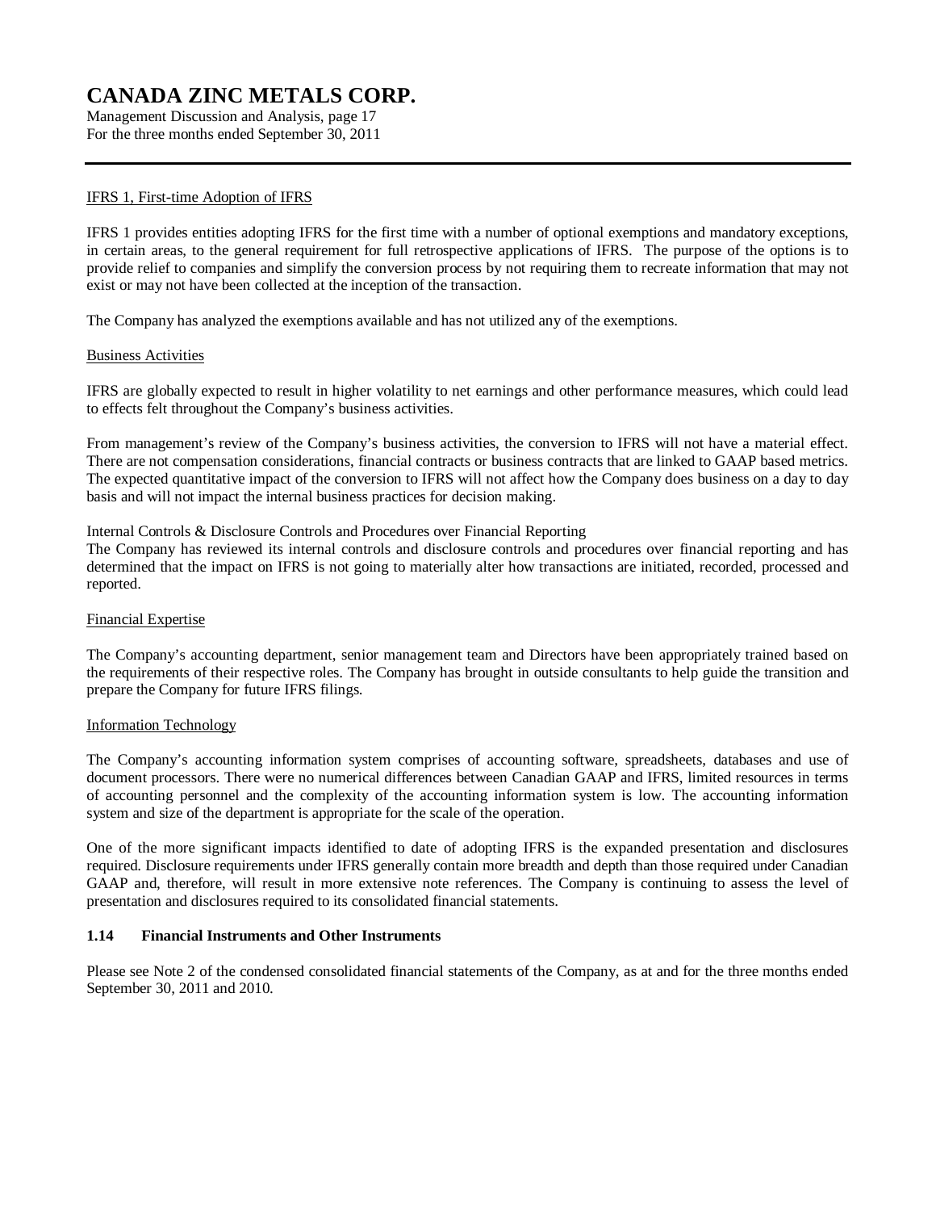IFRS 1, First-time Adoption of IFRS

IFRS 1 provides entities adopting IFRS for the first time with a number of optional exemptions and mandatory exceptions, in certain areas, to the general requirement for full retrospective applications of IFRS. The purpose of the options is to provide relief to companies and simplify the conversion process by not requiring them to recreate information that may not exist or may not have been collected at the inception of the transaction.

The Company has analyzed the exemptions available and has not utilized any of the exemptions.

Business Activities

IFRS are globally expected to result in higher volatility to net earnings and other performance measures, which could lead to effects felt throughout the Company's business activities.

From management's review of the Company's business activities, the conversion to IFRS will not have a material effect. There are not compensation considerations, financial contracts or business contracts that are linked to GAAP based metrics. The expected quantitative impact of the conversion to IFRS will not affect how the Company does business on a day to day basis and will not impact the internal business practices for decision making.

Internal Controls & Disclosure Controls and Procedures over Financial Reporting
The Company has reviewed its internal controls and disclosure controls and procedures over financial reporting and has determined that the impact on IFRS is not going to materially alter how transactions are initiated, recorded, processed and reported.

Financial Expertise

The Company's accounting department, senior management team and Directors have been appropriately trained based on the requirements of their respective roles. The Company has brought in outside consultants to help guide the transition and prepare the Company for future IFRS filings.

Information Technology

The Company's accounting information system comprises of accounting software, spreadsheets, databases and use of document processors. There were no numerical differences between Canadian GAAP and IFRS, limited resources in terms of accounting personnel and the complexity of the accounting information system is low. The accounting information system and size of the department is appropriate for the scale of the operation.

One of the more significant impacts identified to date of adopting IFRS is the expanded presentation and disclosures required. Disclosure requirements under IFRS generally contain more breadth and depth than those required under Canadian GAAP and, therefore, will result in more extensive note references. The Company is continuing to assess the level of presentation and disclosures required to its consolidated financial statements.

## 1.14 Financial Instruments and Other Instruments

Please see Note 2 of the condensed consolidated financial statements of the Company, as at and for the three months ended September 30, 2011 and 2010.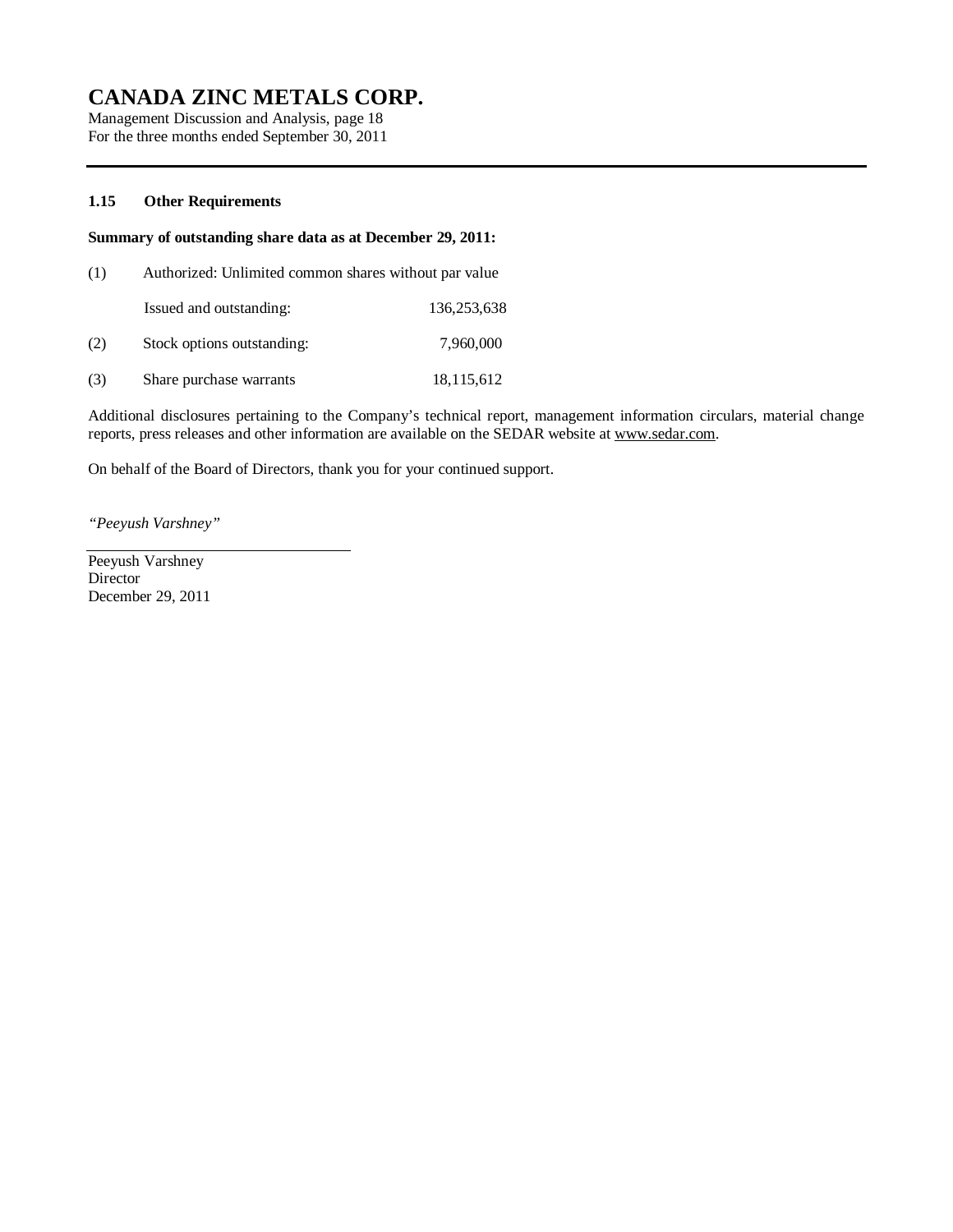### 1.15 Other Requirements

**Summary of outstanding share data as at December 29, 2011:**

| | | |
|---|---|---|
| (1) | Authorized: Unlimited common shares without par value | |
| | Issued and outstanding: | 136,253,638 |
| (2) | Stock options outstanding: | 7,960,000 |
| (3) | Share purchase warrants | 18,115,612 |

Additional disclosures pertaining to the Company's technical report, management information circulars, material change reports, press releases and other information are available on the SEDAR website at www.sedar.com.

On behalf of the Board of Directors, thank you for your continued support.

*"Peeyush Varshney"*

Peeyush Varshney
Director
December 29, 2011